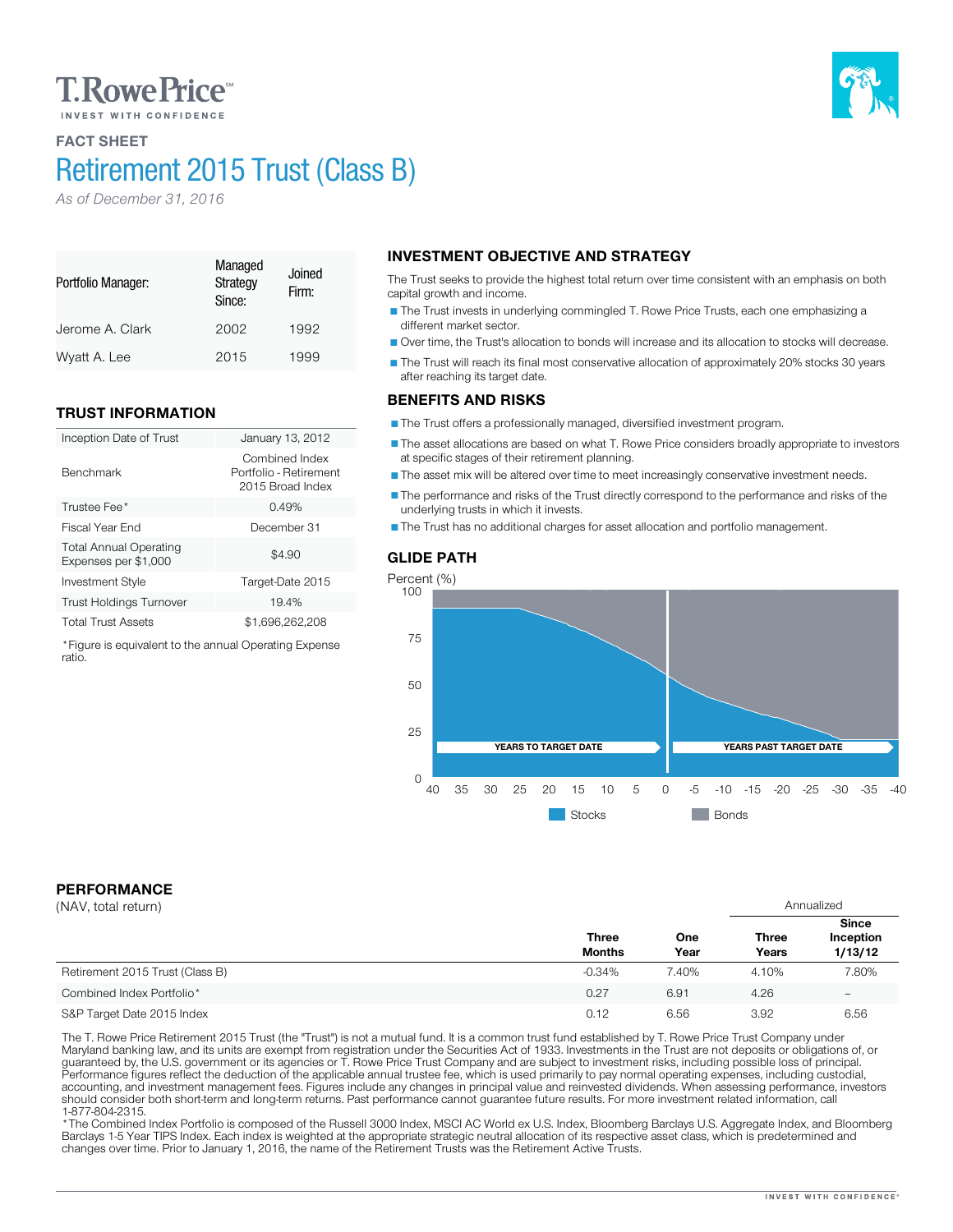T.RowePrice℠
INVEST WITH CONFIDENCE

**FACT SHEET**

# Retirement 2015 Trust (Class B)

*As of December 31, 2016*

| Portfolio Manager: | Managed Strategy Since: | Joined Firm: |
|---|---|---|
| Jerome A. Clark | 2002 | 1992 |
| Wyatt A. Lee | 2015 | 1999 |

## TRUST INFORMATION

| | |
|---|---|
| Inception Date of Trust | January 13, 2012 |
| Benchmark | Combined Index Portfolio - Retirement 2015 Broad Index |
| Trustee Fee* | 0.49% |
| Fiscal Year End | December 31 |
| Total Annual Operating Expenses per $1,000 | $4.90 |
| Investment Style | Target-Date 2015 |
| Trust Holdings Turnover | 19.4% |
| Total Trust Assets | $1,696,262,208 |

*Figure is equivalent to the annual Operating Expense ratio.

## INVESTMENT OBJECTIVE AND STRATEGY

The Trust seeks to provide the highest total return over time consistent with an emphasis on both capital growth and income.

- The Trust invests in underlying commingled T. Rowe Price Trusts, each one emphasizing a different market sector.
- Over time, the Trust's allocation to bonds will increase and its allocation to stocks will decrease.
- The Trust will reach its final most conservative allocation of approximately 20% stocks 30 years after reaching its target date.

## BENEFITS AND RISKS

- The Trust offers a professionally managed, diversified investment program.
- The asset allocations are based on what T. Rowe Price considers broadly appropriate to investors at specific stages of their retirement planning.
- The asset mix will be altered over time to meet increasingly conservative investment needs.
- The performance and risks of the Trust directly correspond to the performance and risks of the underlying trusts in which it invests.
- The Trust has no additional charges for asset allocation and portfolio management.

## GLIDE PATH

Percent (%)

YEARS TO TARGET DATE | YEARS PAST TARGET DATE

Stocks | Bonds

## PERFORMANCE

(NAV, total return)

| | Three Months | One Year | Annualized Three Years | Annualized Since Inception 1/13/12 |
|---|---|---|---|---|
| Retirement 2015 Trust (Class B) | -0.34% | 7.40% | 4.10% | 7.80% |
| Combined Index Portfolio* | 0.27 | 6.91 | 4.26 | – |
| S&P Target Date 2015 Index | 0.12 | 6.56 | 3.92 | 6.56 |

The T. Rowe Price Retirement 2015 Trust (the "Trust") is not a mutual fund. It is a common trust fund established by T. Rowe Price Trust Company under Maryland banking law, and its units are exempt from registration under the Securities Act of 1933. Investments in the Trust are not deposits or obligations of, or guaranteed by, the U.S. government or its agencies or T. Rowe Price Trust Company and are subject to investment risks, including possible loss of principal. Performance figures reflect the deduction of the applicable annual trustee fee, which is used primarily to pay normal operating expenses, including custodial, accounting, and investment management fees. Figures include any changes in principal value and reinvested dividends. When assessing performance, investors should consider both short-term and long-term returns. Past performance cannot guarantee future results. For more investment related information, call 1-877-804-2315.

*The Combined Index Portfolio is composed of the Russell 3000 Index, MSCI AC World ex U.S. Index, Bloomberg Barclays U.S. Aggregate Index, and Bloomberg Barclays 1-5 Year TIPS Index. Each index is weighted at the appropriate strategic neutral allocation of its respective asset class, which is predetermined and changes over time. Prior to January 1, 2016, the name of the Retirement Trusts was the Retirement Active Trusts.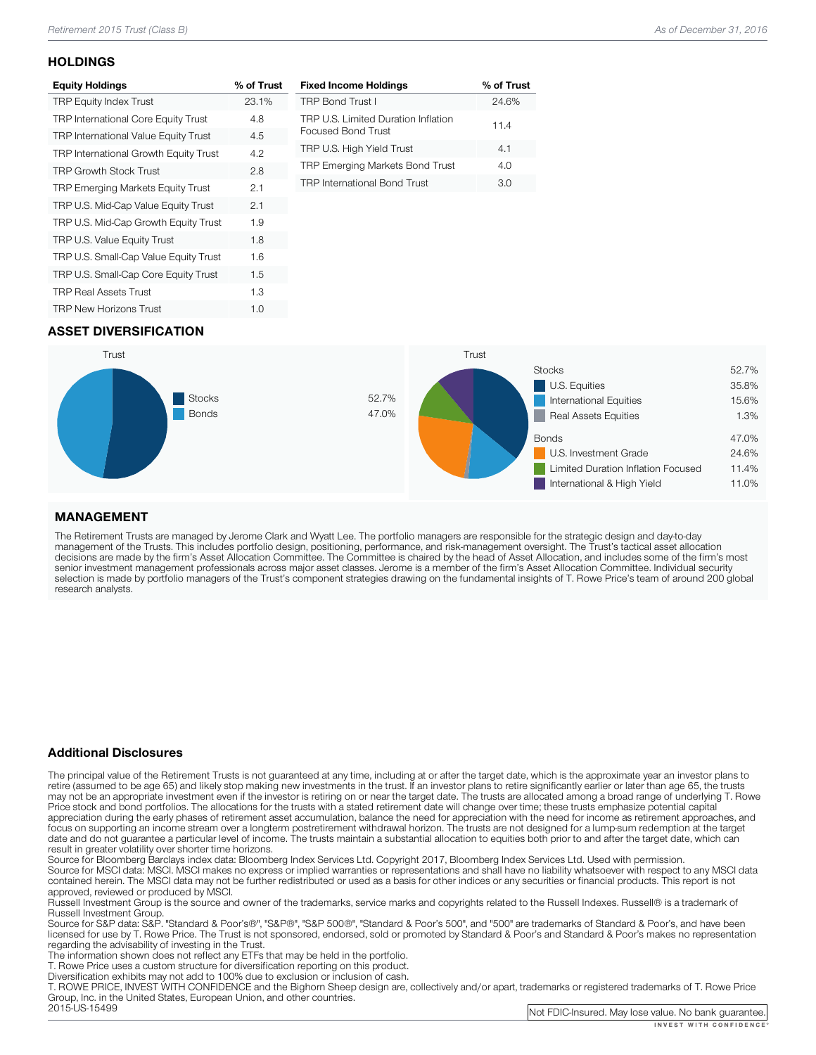## HOLDINGS

| Equity Holdings | % of Trust |
|---|---|
| TRP Equity Index Trust | 23.1% |
| TRP International Core Equity Trust | 4.8 |
| TRP International Value Equity Trust | 4.5 |
| TRP International Growth Equity Trust | 4.2 |
| TRP Growth Stock Trust | 2.8 |
| TRP Emerging Markets Equity Trust | 2.1 |
| TRP U.S. Mid-Cap Value Equity Trust | 2.1 |
| TRP U.S. Mid-Cap Growth Equity Trust | 1.9 |
| TRP U.S. Value Equity Trust | 1.8 |
| TRP U.S. Small-Cap Value Equity Trust | 1.6 |
| TRP U.S. Small-Cap Core Equity Trust | 1.5 |
| TRP Real Assets Trust | 1.3 |
| TRP New Horizons Trust | 1.0 |

| Fixed Income Holdings | % of Trust |
|---|---|
| TRP Bond Trust I | 24.6% |
| TRP U.S. Limited Duration Inflation Focused Bond Trust | 11.4 |
| TRP U.S. High Yield Trust | 4.1 |
| TRP Emerging Markets Bond Trust | 4.0 |
| TRP International Bond Trust | 3.0 |

## ASSET DIVERSIFICATION

**Trust**

| | |
|---|---|
| Stocks | 52.7% |
| Bonds | 47.0% |

**Trust**

| | |
|---|---|
| Stocks | 52.7% |
| U.S. Equities | 35.8% |
| International Equities | 15.6% |
| Real Assets Equities | 1.3% |
| Bonds | 47.0% |
| U.S. Investment Grade | 24.6% |
| Limited Duration Inflation Focused | 11.4% |
| International & High Yield | 11.0% |

## MANAGEMENT

The Retirement Trusts are managed by Jerome Clark and Wyatt Lee. The portfolio managers are responsible for the strategic design and day-to-day management of the Trusts. This includes portfolio design, positioning, performance, and risk-management oversight. The Trust's tactical asset allocation decisions are made by the firm's Asset Allocation Committee. The Committee is chaired by the head of Asset Allocation, and includes some of the firm's most senior investment management professionals across major asset classes. Jerome is a member of the firm's Asset Allocation Committee. Individual security selection is made by portfolio managers of the Trust's component strategies drawing on the fundamental insights of T. Rowe Price's team of around 200 global research analysts.

### Additional Disclosures

The principal value of the Retirement Trusts is not guaranteed at any time, including at or after the target date, which is the approximate year an investor plans to retire (assumed to be age 65) and likely stop making new investments in the trust. If an investor plans to retire significantly earlier or later than age 65, the trusts may not be an appropriate investment even if the investor is retiring on or near the target date. The trusts are allocated among a broad range of underlying T. Rowe Price stock and bond portfolios. The allocations for the trusts with a stated retirement date will change over time; these trusts emphasize potential capital appreciation during the early phases of retirement asset accumulation, balance the need for appreciation with the need for income as retirement approaches, and focus on supporting an income stream over a longterm postretirement withdrawal horizon. The trusts are not designed for a lump-sum redemption at the target date and do not guarantee a particular level of income. The trusts maintain a substantial allocation to equities both prior to and after the target date, which can result in greater volatility over shorter time horizons.

Source for Bloomberg Barclays index data: Bloomberg Index Services Ltd. Copyright 2017, Bloomberg Index Services Ltd. Used with permission.

Source for MSCI data: MSCI. MSCI makes no express or implied warranties or representations and shall have no liability whatsoever with respect to any MSCI data contained herein. The MSCI data may not be further redistributed or used as a basis for other indices or any securities or financial products. This report is not approved, reviewed or produced by MSCI.

Russell Investment Group is the source and owner of the trademarks, service marks and copyrights related to the Russell Indexes. Russell® is a trademark of Russell Investment Group.

Source for S&P data: S&P. "Standard & Poor's®", "S&P®", "S&P 500®", "Standard & Poor's 500", and "500" are trademarks of Standard & Poor's, and have been licensed for use by T. Rowe Price. The Trust is not sponsored, endorsed, sold or promoted by Standard & Poor's and Standard & Poor's makes no representation regarding the advisability of investing in the Trust.

The information shown does not reflect any ETFs that may be held in the portfolio.

T. Rowe Price uses a custom structure for diversification reporting on this product.

Diversification exhibits may not add to 100% due to exclusion or inclusion of cash.

T. ROWE PRICE, INVEST WITH CONFIDENCE and the Bighorn Sheep design are, collectively and/or apart, trademarks or registered trademarks of T. Rowe Price Group, Inc. in the United States, European Union, and other countries.

2015-US-15499

Not FDIC-Insured. May lose value. No bank guarantee.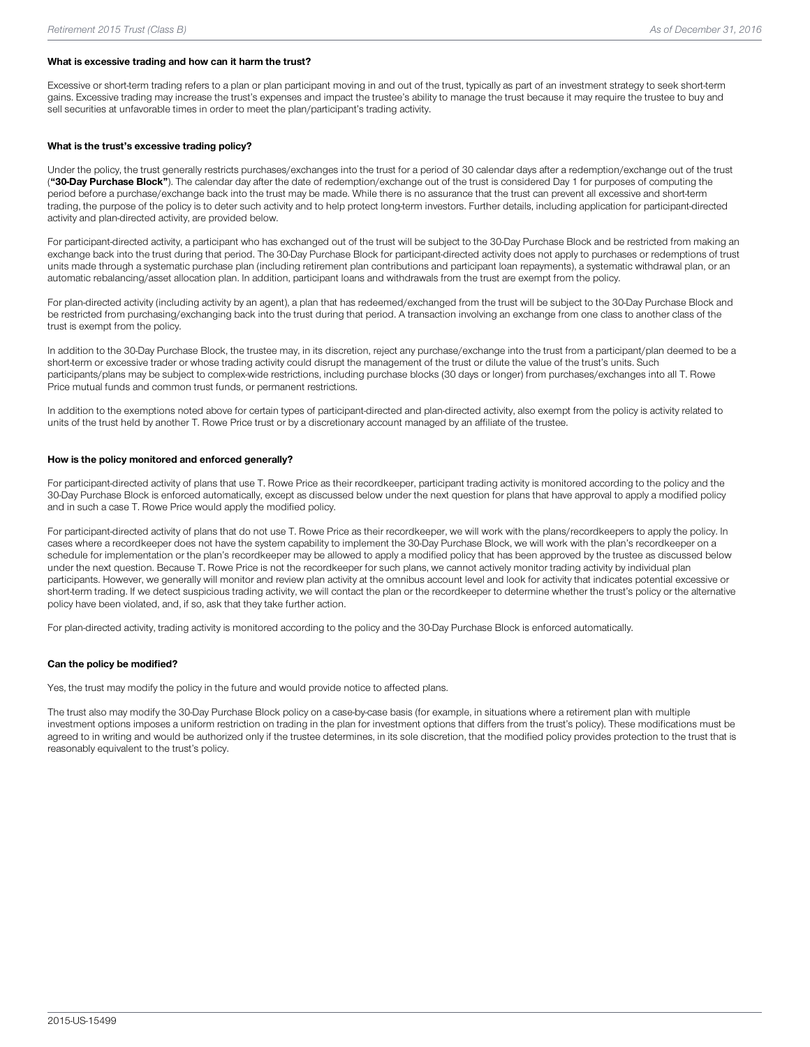**What is excessive trading and how can it harm the trust?**

Excessive or short-term trading refers to a plan or plan participant moving in and out of the trust, typically as part of an investment strategy to seek short-term gains. Excessive trading may increase the trust's expenses and impact the trustee's ability to manage the trust because it may require the trustee to buy and sell securities at unfavorable times in order to meet the plan/participant's trading activity.

**What is the trust's excessive trading policy?**

Under the policy, the trust generally restricts purchases/exchanges into the trust for a period of 30 calendar days after a redemption/exchange out of the trust (**"30-Day Purchase Block"**). The calendar day after the date of redemption/exchange out of the trust is considered Day 1 for purposes of computing the period before a purchase/exchange back into the trust may be made. While there is no assurance that the trust can prevent all excessive and short-term trading, the purpose of the policy is to deter such activity and to help protect long-term investors. Further details, including application for participant-directed activity and plan-directed activity, are provided below.

For participant-directed activity, a participant who has exchanged out of the trust will be subject to the 30-Day Purchase Block and be restricted from making an exchange back into the trust during that period. The 30-Day Purchase Block for participant-directed activity does not apply to purchases or redemptions of trust units made through a systematic purchase plan (including retirement plan contributions and participant loan repayments), a systematic withdrawal plan, or an automatic rebalancing/asset allocation plan. In addition, participant loans and withdrawals from the trust are exempt from the policy.

For plan-directed activity (including activity by an agent), a plan that has redeemed/exchanged from the trust will be subject to the 30-Day Purchase Block and be restricted from purchasing/exchanging back into the trust during that period. A transaction involving an exchange from one class to another class of the trust is exempt from the policy.

In addition to the 30-Day Purchase Block, the trustee may, in its discretion, reject any purchase/exchange into the trust from a participant/plan deemed to be a short-term or excessive trader or whose trading activity could disrupt the management of the trust or dilute the value of the trust's units. Such participants/plans may be subject to complex-wide restrictions, including purchase blocks (30 days or longer) from purchases/exchanges into all T. Rowe Price mutual funds and common trust funds, or permanent restrictions.

In addition to the exemptions noted above for certain types of participant-directed and plan-directed activity, also exempt from the policy is activity related to units of the trust held by another T. Rowe Price trust or by a discretionary account managed by an affiliate of the trustee.

**How is the policy monitored and enforced generally?**

For participant-directed activity of plans that use T. Rowe Price as their recordkeeper, participant trading activity is monitored according to the policy and the 30-Day Purchase Block is enforced automatically, except as discussed below under the next question for plans that have approval to apply a modified policy and in such a case T. Rowe Price would apply the modified policy.

For participant-directed activity of plans that do not use T. Rowe Price as their recordkeeper, we will work with the plans/recordkeepers to apply the policy. In cases where a recordkeeper does not have the system capability to implement the 30-Day Purchase Block, we will work with the plan's recordkeeper on a schedule for implementation or the plan's recordkeeper may be allowed to apply a modified policy that has been approved by the trustee as discussed below under the next question. Because T. Rowe Price is not the recordkeeper for such plans, we cannot actively monitor trading activity by individual plan participants. However, we generally will monitor and review plan activity at the omnibus account level and look for activity that indicates potential excessive or short-term trading. If we detect suspicious trading activity, we will contact the plan or the recordkeeper to determine whether the trust's policy or the alternative policy have been violated, and, if so, ask that they take further action.

For plan-directed activity, trading activity is monitored according to the policy and the 30-Day Purchase Block is enforced automatically.

**Can the policy be modified?**

Yes, the trust may modify the policy in the future and would provide notice to affected plans.

The trust also may modify the 30-Day Purchase Block policy on a case-by-case basis (for example, in situations where a retirement plan with multiple investment options imposes a uniform restriction on trading in the plan for investment options that differs from the trust's policy). These modifications must be agreed to in writing and would be authorized only if the trustee determines, in its sole discretion, that the modified policy provides protection to the trust that is reasonably equivalent to the trust's policy.